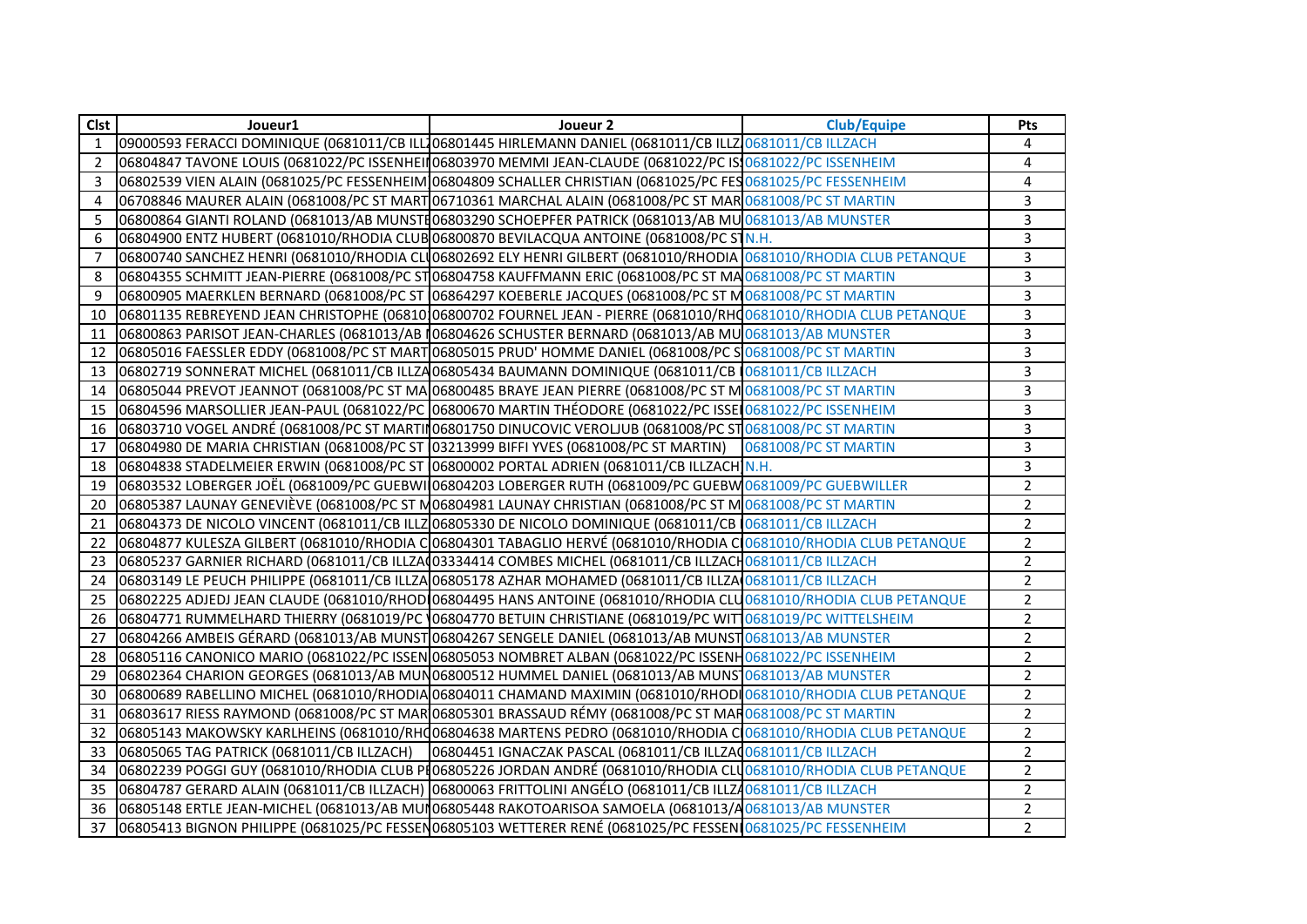| Clst | Joueur1 | Joueur 2 | Club/Equipe | Pts |
|---|---|---|---|---|
| 1 | 09000593 FERACCI DOMINIQUE (0681011/CB ILL | 06801445 HIRLEMANN DANIEL (0681011/CB ILLZ | 0681011/CB ILLZACH | 4 |
| 2 | 06804847 TAVONE LOUIS (0681022/PC ISSENHEI | 06803970 MEMMI JEAN-CLAUDE (0681022/PC IS | 0681022/PC ISSENHEIM | 4 |
| 3 | 06802539 VIEN ALAIN (0681025/PC FESSENHEIM | 06804809 SCHALLER CHRISTIAN (0681025/PC FES | 0681025/PC FESSENHEIM | 4 |
| 4 | 06708846 MAURER ALAIN (0681008/PC ST MART | 06710361 MARCHAL ALAIN (0681008/PC ST MAR | 0681008/PC ST MARTIN | 3 |
| 5 | 06800864 GIANTI ROLAND (0681013/AB MUNSTE | 06803290 SCHOEPFER PATRICK (0681013/AB MU | 0681013/AB MUNSTER | 3 |
| 6 | 06804900 ENTZ HUBERT (0681010/RHODIA CLUB | 06800870 BEVILACQUA ANTOINE (0681008/PC ST | N.H. | 3 |
| 7 | 06800740 SANCHEZ HENRI (0681010/RHODIA CL | 06802692 ELY HENRI GILBERT (0681010/RHODIA | 0681010/RHODIA CLUB PETANQUE | 3 |
| 8 | 06804355 SCHMITT JEAN-PIERRE (0681008/PC ST | 06804758 KAUFFMANN ERIC (0681008/PC ST MA | 0681008/PC ST MARTIN | 3 |
| 9 | 06800905 MAERKLEN BERNARD (0681008/PC ST | 06864297 KOEBERLE JACQUES (0681008/PC ST M | 0681008/PC ST MARTIN | 3 |
| 10 | 06801135 REBREYEND JEAN CHRISTOPHE (06810 | 06800702 FOURNEL JEAN - PIERRE (0681010/RHC | 0681010/RHODIA CLUB PETANQUE | 3 |
| 11 | 06800863 PARISOT JEAN-CHARLES (0681013/AB | 06804626 SCHUSTER BERNARD (0681013/AB MU | 0681013/AB MUNSTER | 3 |
| 12 | 06805016 FAESSLER EDDY (0681008/PC ST MART | 06805015 PRUD' HOMME DANIEL (0681008/PC S | 0681008/PC ST MARTIN | 3 |
| 13 | 06802719 SONNERAT MICHEL (0681011/CB ILLZA | 06805434 BAUMANN DOMINIQUE (0681011/CB | 0681011/CB ILLZACH | 3 |
| 14 | 06805044 PREVOT JEANNOT (0681008/PC ST MA | 06800485 BRAYE JEAN PIERRE (0681008/PC ST M | 0681008/PC ST MARTIN | 3 |
| 15 | 06804596 MARSOLLIER JEAN-PAUL (0681022/PC | 06800670 MARTIN THÉODORE (0681022/PC ISSE | 0681022/PC ISSENHEIM | 3 |
| 16 | 06803710 VOGEL ANDRÉ (0681008/PC ST MARTI | 06801750 DINUCOVIC VEROLJUB (0681008/PC ST | 0681008/PC ST MARTIN | 3 |
| 17 | 06804980 DE MARIA CHRISTIAN (0681008/PC ST | 03213999 BIFFI YVES (0681008/PC ST MARTIN) | 0681008/PC ST MARTIN | 3 |
| 18 | 06804838 STADELMEIER ERWIN (0681008/PC ST | 06800002 PORTAL ADRIEN (0681011/CB ILLZACH | N.H. | 3 |
| 19 | 06803532 LOBERGER JOËL (0681009/PC GUEBWI | 06804203 LOBERGER RUTH (0681009/PC GUEBW | 0681009/PC GUEBWILLER | 2 |
| 20 | 06805387 LAUNAY GENEVIÈVE (0681008/PC ST M | 06804981 LAUNAY CHRISTIAN (0681008/PC ST M | 0681008/PC ST MARTIN | 2 |
| 21 | 06804373 DE NICOLO VINCENT (0681011/CB ILLZ | 06805330 DE NICOLO DOMINIQUE (0681011/CB | 0681011/CB ILLZACH | 2 |
| 22 | 06804877 KULESZA GILBERT (0681010/RHODIA C | 06804301 TABAGLIO HERVÉ (0681010/RHODIA C | 0681010/RHODIA CLUB PETANQUE | 2 |
| 23 | 06805237 GARNIER RICHARD (0681011/CB ILLZA | 03334414 COMBES MICHEL (0681011/CB ILLZACH | 0681011/CB ILLZACH | 2 |
| 24 | 06803149 LE PEUCH PHILIPPE (0681011/CB ILLZA | 06805178 AZHAR MOHAMED (0681011/CB ILLZA | 0681011/CB ILLZACH | 2 |
| 25 | 06802225 ADJEDJ JEAN CLAUDE (0681010/RHOD | 06804495 HANS ANTOINE (0681010/RHODIA CLU | 0681010/RHODIA CLUB PETANQUE | 2 |
| 26 | 06804771 RUMMELHARD THIERRY (0681019/PC | 06804770 BETUIN CHRISTIANE (0681019/PC WIT | 0681019/PC WITTELSHEIM | 2 |
| 27 | 06804266 AMBEIS GÉRARD (0681013/AB MUNST | 06804267 SENGELE DANIEL (0681013/AB MUNST | 0681013/AB MUNSTER | 2 |
| 28 | 06805116 CANONICO MARIO (0681022/PC ISSEN | 06805053 NOMBRET ALBAN (0681022/PC ISSENH | 0681022/PC ISSENHEIM | 2 |
| 29 | 06802364 CHARION GEORGES (0681013/AB MUN | 06800512 HUMMEL DANIEL (0681013/AB MUNS | 0681013/AB MUNSTER | 2 |
| 30 | 06800689 RABELLINO MICHEL (0681010/RHODIA | 06804011 CHAMAND MAXIMIN (0681010/RHODI | 0681010/RHODIA CLUB PETANQUE | 2 |
| 31 | 06803617 RIESS RAYMOND (0681008/PC ST MAR | 06805301 BRASSAUD RÉMY (0681008/PC ST MAR | 0681008/PC ST MARTIN | 2 |
| 32 | 06805143 MAKOWSKY KARLHEINS (0681010/RHC | 06804638 MARTENS PEDRO (0681010/RHODIA C | 0681010/RHODIA CLUB PETANQUE | 2 |
| 33 | 06805065 TAG PATRICK (0681011/CB ILLZACH) | 06804451 IGNACZAK PASCAL (0681011/CB ILLZA | 0681011/CB ILLZACH | 2 |
| 34 | 06802239 POGGI GUY (0681010/RHODIA CLUB P | 06805226 JORDAN ANDRÉ (0681010/RHODIA CLU | 0681010/RHODIA CLUB PETANQUE | 2 |
| 35 | 06804787 GERARD ALAIN (0681011/CB ILLZACH) | 06800063 FRITTOLINI ANGÉLO (0681011/CB ILLZ | 0681011/CB ILLZACH | 2 |
| 36 | 06805148 ERTLE JEAN-MICHEL (0681013/AB MU | 06805448 RAKOTOARISOA SAMOELA (0681013/A | 0681013/AB MUNSTER | 2 |
| 37 | 06805413 BIGNON PHILIPPE (0681025/PC FESSEN | 06805103 WETTERER RENÉ (0681025/PC FESSEN | 0681025/PC FESSENHEIM | 2 |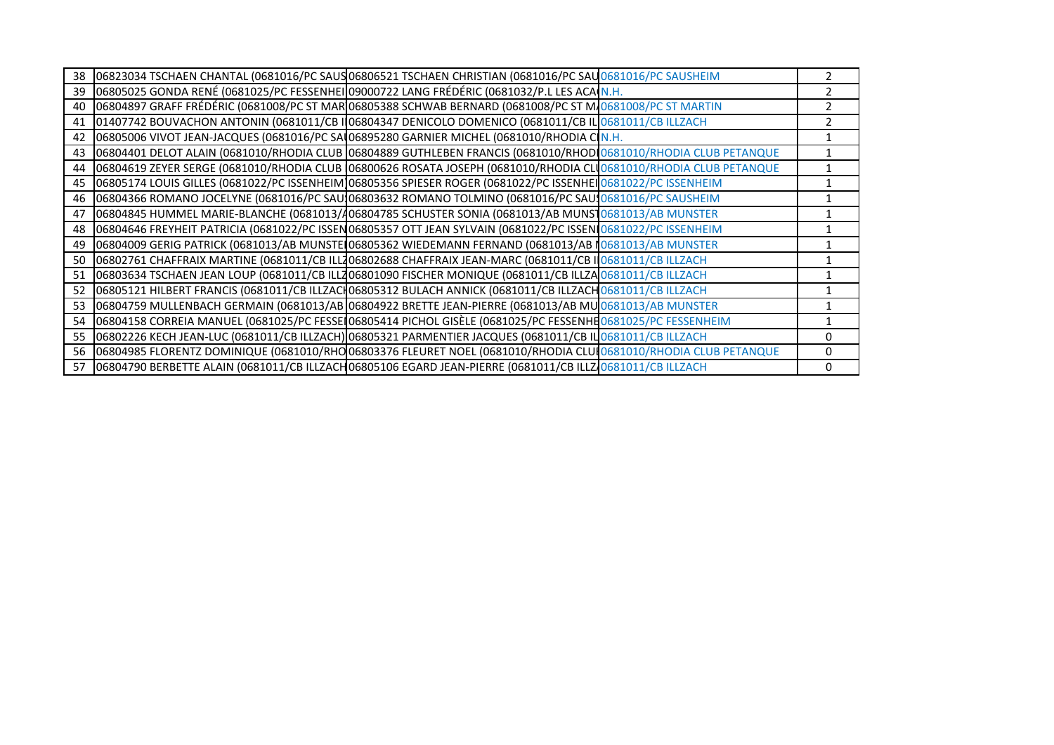| | | | | |
|---|---|---|---|---|
| 38 | 06823034 TSCHAEN CHANTAL (0681016/PC SAUS | 06806521 TSCHAEN CHRISTIAN (0681016/PC SAU | 0681016/PC SAUSHEIM | 2 |
| 39 | 06805025 GONDA RENÉ (0681025/PC FESSENHEI | 09000722 LANG FRÉDÉRIC (0681032/P.L LES ACA | N.H. | 2 |
| 40 | 06804897 GRAFF FRÉDÉRIC (0681008/PC ST MAR | 06805388 SCHWAB BERNARD (0681008/PC ST M | 0681008/PC ST MARTIN | 2 |
| 41 | 01407742 BOUVACHON ANTONIN (0681011/CB I | 06804347 DENICOLO DOMENICO (0681011/CB IL | 0681011/CB ILLZACH | 2 |
| 42 | 06805006 VIVOT JEAN-JACQUES (0681016/PC SA | 06895280 GARNIER MICHEL (0681010/RHODIA C | N.H. | 1 |
| 43 | 06804401 DELOT ALAIN (0681010/RHODIA CLUB | 06804889 GUTHLEBEN FRANCIS (0681010/RHOD | 0681010/RHODIA CLUB PETANQUE | 1 |
| 44 | 06804619 ZEYER SERGE (0681010/RHODIA CLUB | 06800626 ROSATA JOSEPH (0681010/RHODIA CL | 0681010/RHODIA CLUB PETANQUE | 1 |
| 45 | 06805174 LOUIS GILLES (0681022/PC ISSENHEIM | 06805356 SPIESER ROGER (0681022/PC ISSENHEI | 0681022/PC ISSENHEIM | 1 |
| 46 | 06804366 ROMANO JOCELYNE (0681016/PC SAU | 06803632 ROMANO TOLMINO (0681016/PC SAU | 0681016/PC SAUSHEIM | 1 |
| 47 | 06804845 HUMMEL MARIE-BLANCHE (0681013/ | 06804785 SCHUSTER SONIA (0681013/AB MUNS | 0681013/AB MUNSTER | 1 |
| 48 | 06804646 FREYHEIT PATRICIA (0681022/PC ISSEN | 06805357 OTT JEAN SYLVAIN (0681022/PC ISSEN | 0681022/PC ISSENHEIM | 1 |
| 49 | 06804009 GERIG PATRICK (0681013/AB MUNSTE | 06805362 WIEDEMANN FERNAND (0681013/AB | 0681013/AB MUNSTER | 1 |
| 50 | 06802761 CHAFFRAIX MARTINE (0681011/CB ILL | 06802688 CHAFFRAIX JEAN-MARC (0681011/CB I | 0681011/CB ILLZACH | 1 |
| 51 | 06803634 TSCHAEN JEAN LOUP (0681011/CB ILL | 06801090 FISCHER MONIQUE (0681011/CB ILLZA | 0681011/CB ILLZACH | 1 |
| 52 | 06805121 HILBERT FRANCIS (0681011/CB ILLZAC | 06805312 BULACH ANNICK (0681011/CB ILLZACH | 0681011/CB ILLZACH | 1 |
| 53 | 06804759 MULLENBACH GERMAIN (0681013/AB | 06804922 BRETTE JEAN-PIERRE (0681013/AB MU | 0681013/AB MUNSTER | 1 |
| 54 | 06804158 CORREIA MANUEL (0681025/PC FESSE | 06805414 PICHOL GISÈLE (0681025/PC FESSENHE | 0681025/PC FESSENHEIM | 1 |
| 55 | 06802226 KECH JEAN-LUC (0681011/CB ILLZACH) | 06805321 PARMENTIER JACQUES (0681011/CB IL | 0681011/CB ILLZACH | 0 |
| 56 | 06804985 FLORENTZ DOMINIQUE (0681010/RHO | 06803376 FLEURET NOEL (0681010/RHODIA CLU | 0681010/RHODIA CLUB PETANQUE | 0 |
| 57 | 06804790 BERBETTE ALAIN (0681011/CB ILLZACH | 06805106 EGARD JEAN-PIERRE (0681011/CB ILLZ | 0681011/CB ILLZACH | 0 |